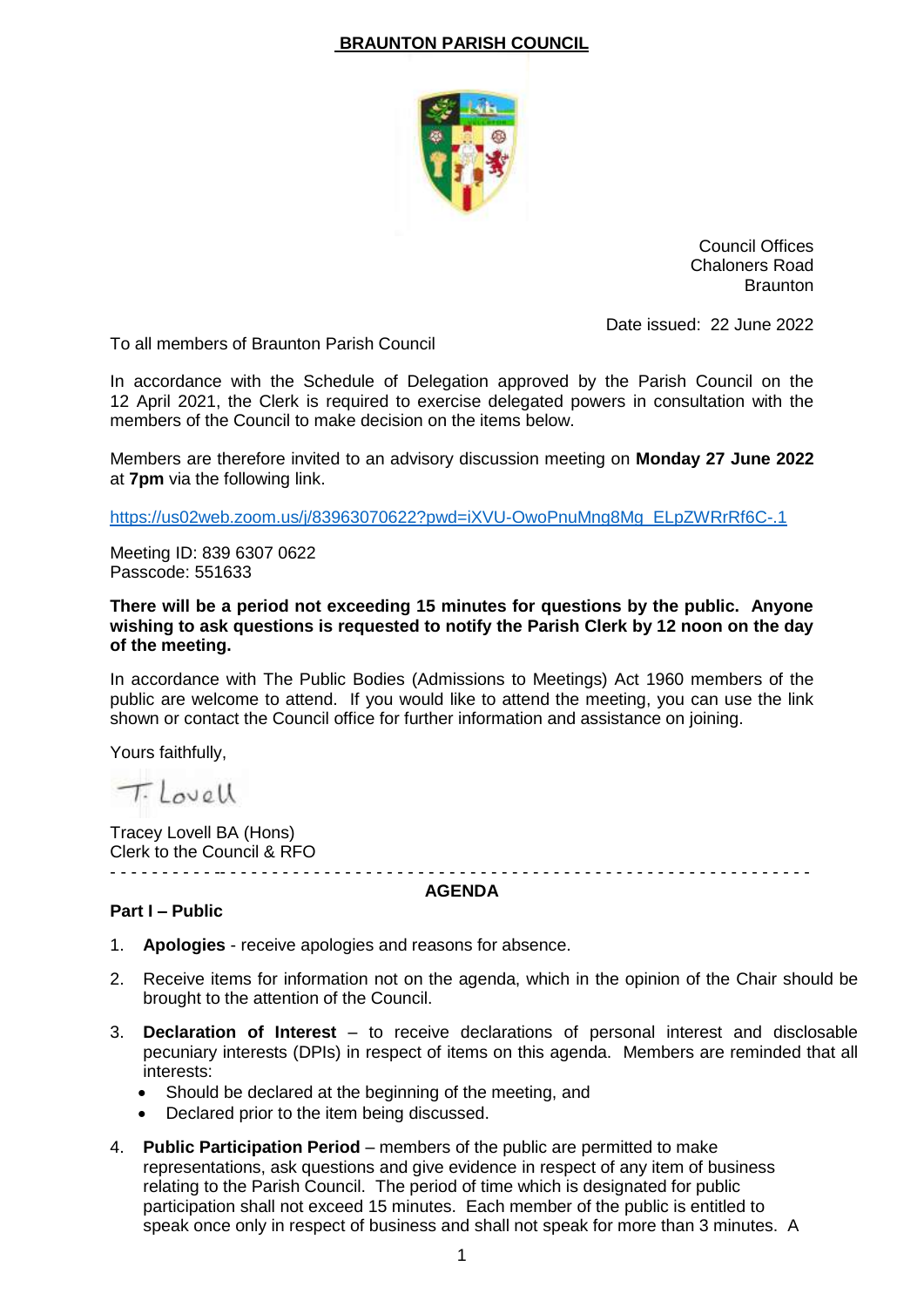# BRAUNTON PARISH COUNCIL

Council Offices
Chaloners Road
Braunton

Date issued: 22 June 2022

To all members of Braunton Parish Council

In accordance with the Schedule of Delegation approved by the Parish Council on the 12 April 2021, the Clerk is required to exercise delegated powers in consultation with the members of the Council to make decision on the items below.

Members are therefore invited to an advisory discussion meeting on **Monday 27 June 2022** at **7pm** via the following link.

https://us02web.zoom.us/j/83963070622?pwd=iXVU-OwoPnuMng8Mg_ELpZWRrRf6C-.1

Meeting ID: 839 6307 0622
Passcode: 551633

**There will be a period not exceeding 15 minutes for questions by the public. Anyone wishing to ask questions is requested to notify the Parish Clerk by 12 noon on the day of the meeting.**

In accordance with The Public Bodies (Admissions to Meetings) Act 1960 members of the public are welcome to attend. If you would like to attend the meeting, you can use the link shown or contact the Council office for further information and assistance on joining.

Yours faithfully,

T. Lovell

Tracey Lovell BA (Hons)
Clerk to the Council & RFO

---

## AGENDA

**Part I – Public**

1. **Apologies** - receive apologies and reasons for absence.

2. Receive items for information not on the agenda, which in the opinion of the Chair should be brought to the attention of the Council.

3. **Declaration of Interest** – to receive declarations of personal interest and disclosable pecuniary interests (DPIs) in respect of items on this agenda. Members are reminded that all interests:
   - Should be declared at the beginning of the meeting, and
   - Declared prior to the item being discussed.

4. **Public Participation Period** – members of the public are permitted to make representations, ask questions and give evidence in respect of any item of business relating to the Parish Council. The period of time which is designated for public participation shall not exceed 15 minutes. Each member of the public is entitled to speak once only in respect of business and shall not speak for more than 3 minutes. A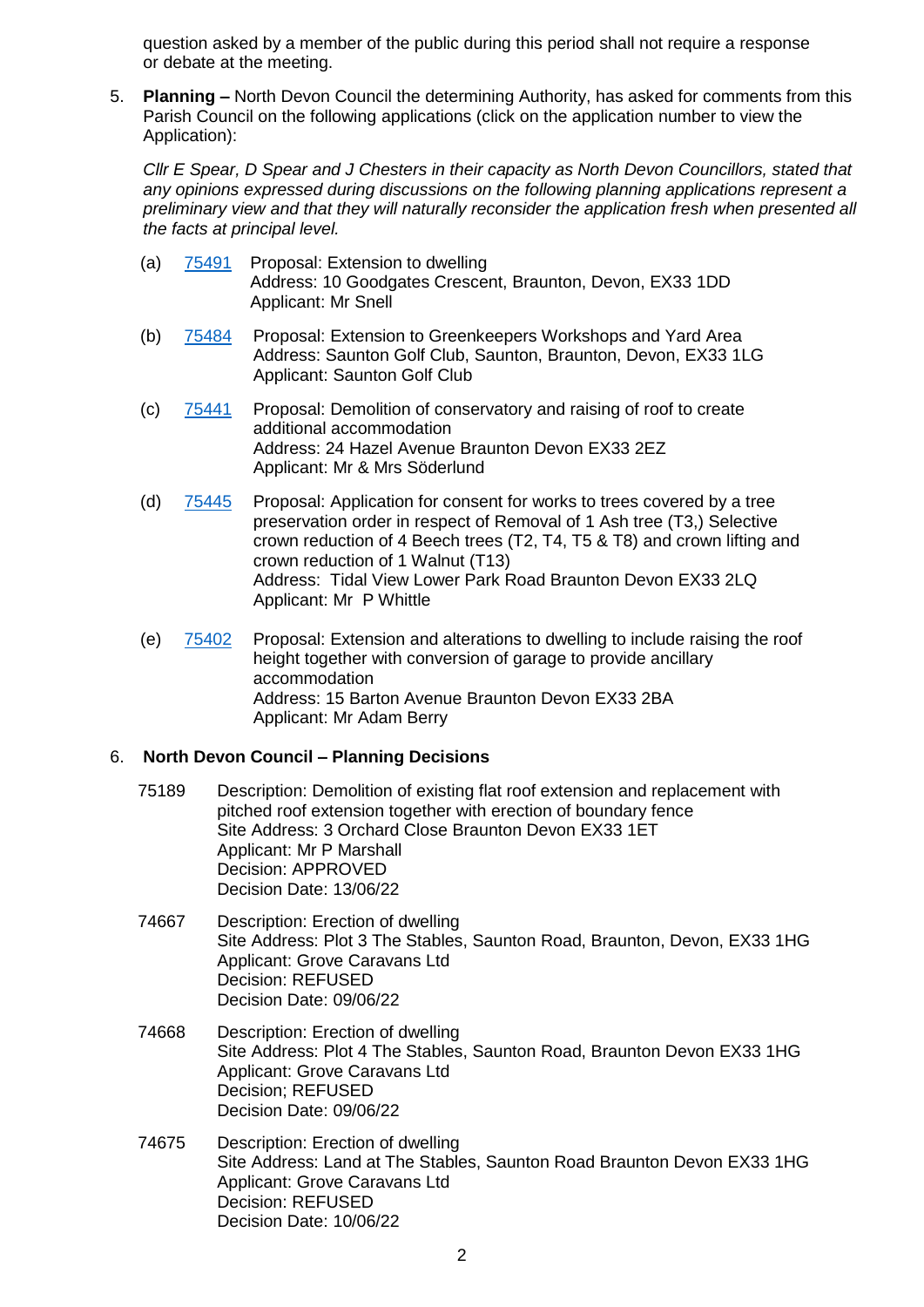question asked by a member of the public during this period shall not require a response or debate at the meeting.

5. **Planning –** North Devon Council the determining Authority, has asked for comments from this Parish Council on the following applications (click on the application number to view the Application):

   *Cllr E Spear, D Spear and J Chesters in their capacity as North Devon Councillors, stated that any opinions expressed during discussions on the following planning applications represent a preliminary view and that they will naturally reconsider the application fresh when presented all the facts at principal level.*

   (a) 75491 Proposal: Extension to dwelling
   Address: 10 Goodgates Crescent, Braunton, Devon, EX33 1DD
   Applicant: Mr Snell

   (b) 75484 Proposal: Extension to Greenkeepers Workshops and Yard Area
   Address: Saunton Golf Club, Saunton, Braunton, Devon, EX33 1LG
   Applicant: Saunton Golf Club

   (c) 75441 Proposal: Demolition of conservatory and raising of roof to create additional accommodation
   Address: 24 Hazel Avenue Braunton Devon EX33 2EZ
   Applicant: Mr & Mrs Söderlund

   (d) 75445 Proposal: Application for consent for works to trees covered by a tree preservation order in respect of Removal of 1 Ash tree (T3,) Selective crown reduction of 4 Beech trees (T2, T4, T5 & T8) and crown lifting and crown reduction of 1 Walnut (T13)
   Address: Tidal View Lower Park Road Braunton Devon EX33 2LQ
   Applicant: Mr P Whittle

   (e) 75402 Proposal: Extension and alterations to dwelling to include raising the roof height together with conversion of garage to provide ancillary accommodation
   Address: 15 Barton Avenue Braunton Devon EX33 2BA
   Applicant: Mr Adam Berry

6. **North Devon Council – Planning Decisions**

   75189 Description: Demolition of existing flat roof extension and replacement with pitched roof extension together with erection of boundary fence
   Site Address: 3 Orchard Close Braunton Devon EX33 1ET
   Applicant: Mr P Marshall
   Decision: APPROVED
   Decision Date: 13/06/22

   74667 Description: Erection of dwelling
   Site Address: Plot 3 The Stables, Saunton Road, Braunton, Devon, EX33 1HG
   Applicant: Grove Caravans Ltd
   Decision: REFUSED
   Decision Date: 09/06/22

   74668 Description: Erection of dwelling
   Site Address: Plot 4 The Stables, Saunton Road, Braunton Devon EX33 1HG
   Applicant: Grove Caravans Ltd
   Decision; REFUSED
   Decision Date: 09/06/22

   74675 Description: Erection of dwelling
   Site Address: Land at The Stables, Saunton Road Braunton Devon EX33 1HG
   Applicant: Grove Caravans Ltd
   Decision: REFUSED
   Decision Date: 10/06/22